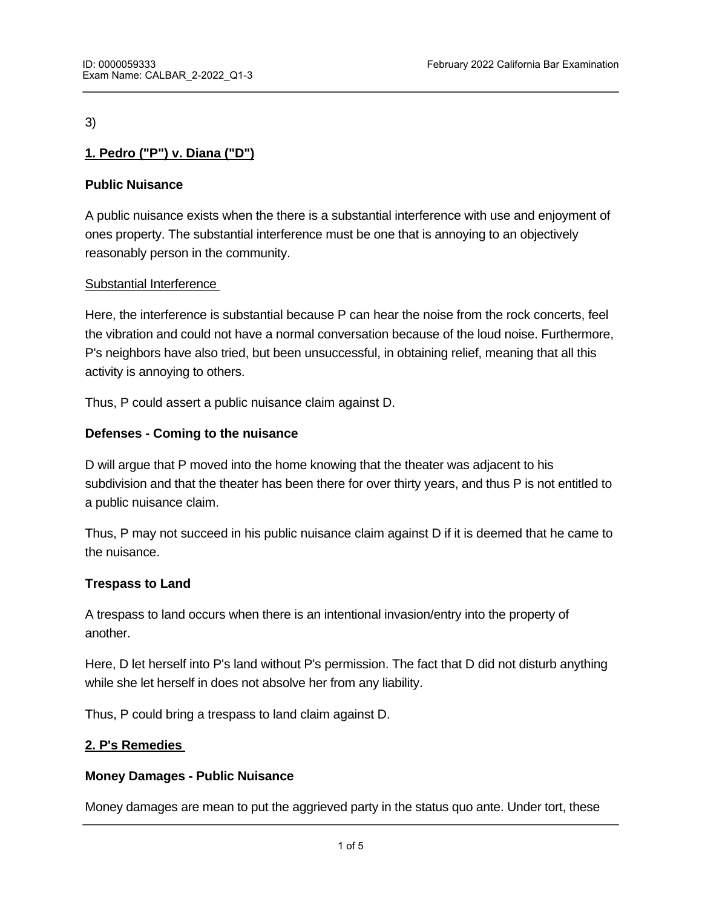3)

**1. Pedro ("P") v. Diana ("D")**

**Public Nuisance**

A public nuisance exists when the there is a substantial interference with use and enjoyment of ones property. The substantial interference must be one that is annoying to an objectively reasonably person in the community.

Substantial Interference

Here, the interference is substantial because P can hear the noise from the rock concerts, feel the vibration and could not have a normal conversation because of the loud noise. Furthermore, P's neighbors have also tried, but been unsuccessful, in obtaining relief, meaning that all this activity is annoying to others.

Thus, P could assert a public nuisance claim against D.

**Defenses - Coming to the nuisance**

D will argue that P moved into the home knowing that the theater was adjacent to his subdivision and that the theater has been there for over thirty years, and thus P is not entitled to a public nuisance claim.

Thus, P may not succeed in his public nuisance claim against D if it is deemed that he came to the nuisance.

**Trespass to Land**

A trespass to land occurs when there is an intentional invasion/entry into the property of another.

Here, D let herself into P's land without P's permission. The fact that D did not disturb anything while she let herself in does not absolve her from any liability.

Thus, P could bring a trespass to land claim against D.

**2. P's Remedies**

**Money Damages - Public Nuisance**

Money damages are mean to put the aggrieved party in the status quo ante. Under tort, these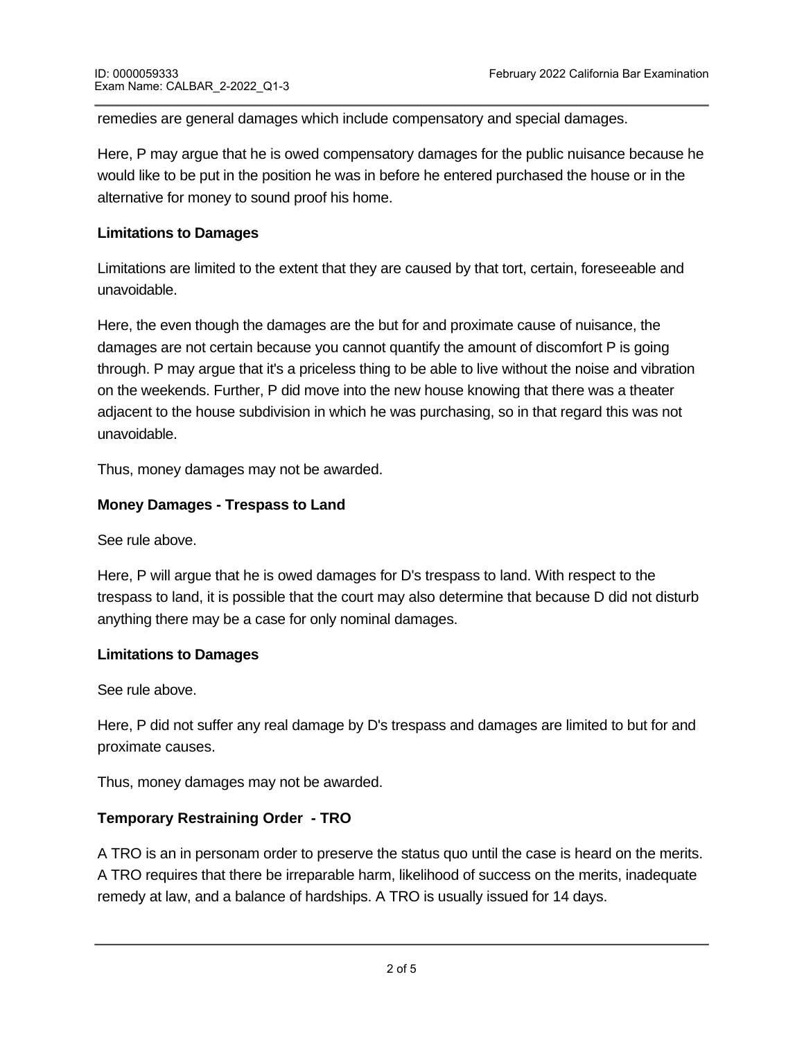remedies are general damages which include compensatory and special damages.

Here, P may argue that he is owed compensatory damages for the public nuisance because he would like to be put in the position he was in before he entered purchased the house or in the alternative for money to sound proof his home.

**Limitations to Damages**

Limitations are limited to the extent that they are caused by that tort, certain, foreseeable and unavoidable.

Here, the even though the damages are the but for and proximate cause of nuisance, the damages are not certain because you cannot quantify the amount of discomfort P is going through. P may argue that it's a priceless thing to be able to live without the noise and vibration on the weekends. Further, P did move into the new house knowing that there was a theater adjacent to the house subdivision in which he was purchasing, so in that regard this was not unavoidable.

Thus, money damages may not be awarded.

**Money Damages - Trespass to Land**

See rule above.

Here, P will argue that he is owed damages for D's trespass to land. With respect to the trespass to land, it is possible that the court may also determine that because D did not disturb anything there may be a case for only nominal damages.

**Limitations to Damages**

See rule above.

Here, P did not suffer any real damage by D's trespass and damages are limited to but for and proximate causes.

Thus, money damages may not be awarded.

**Temporary Restraining Order - TRO**

A TRO is an in personam order to preserve the status quo until the case is heard on the merits. A TRO requires that there be irreparable harm, likelihood of success on the merits, inadequate remedy at law, and a balance of hardships. A TRO is usually issued for 14 days.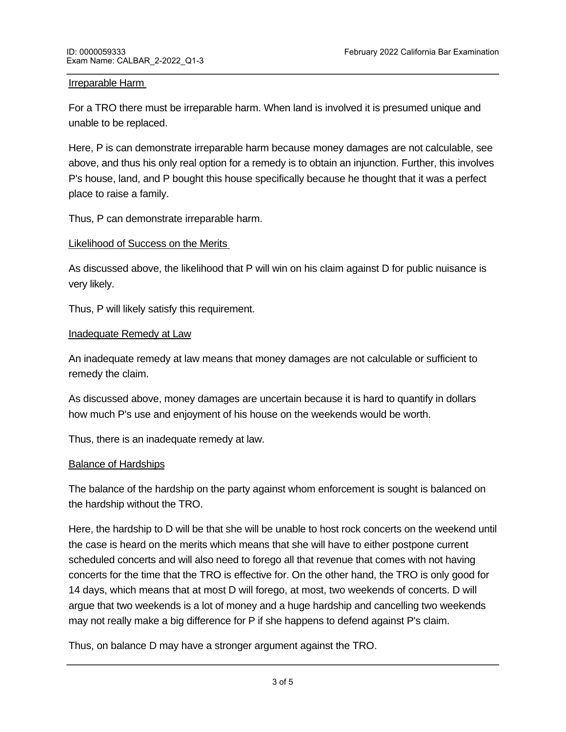Irreparable Harm

For a TRO there must be irreparable harm. When land is involved it is presumed unique and unable to be replaced.

Here, P is can demonstrate irreparable harm because money damages are not calculable, see above, and thus his only real option for a remedy is to obtain an injunction. Further, this involves P's house, land, and P bought this house specifically because he thought that it was a perfect place to raise a family.

Thus, P can demonstrate irreparable harm.

Likelihood of Success on the Merits

As discussed above, the likelihood that P will win on his claim against D for public nuisance is very likely.

Thus, P will likely satisfy this requirement.

Inadequate Remedy at Law

An inadequate remedy at law means that money damages are not calculable or sufficient to remedy the claim.

As discussed above, money damages are uncertain because it is hard to quantify in dollars how much P's use and enjoyment of his house on the weekends would be worth.

Thus, there is an inadequate remedy at law.

Balance of Hardships

The balance of the hardship on the party against whom enforcement is sought is balanced on the hardship without the TRO.

Here, the hardship to D will be that she will be unable to host rock concerts on the weekend until the case is heard on the merits which means that she will have to either postpone current scheduled concerts and will also need to forego all that revenue that comes with not having concerts for the time that the TRO is effective for. On the other hand, the TRO is only good for 14 days, which means that at most D will forego, at most, two weekends of concerts. D will argue that two weekends is a lot of money and a huge hardship and cancelling two weekends may not really make a big difference for P if she happens to defend against P's claim.

Thus, on balance D may have a stronger argument against the TRO.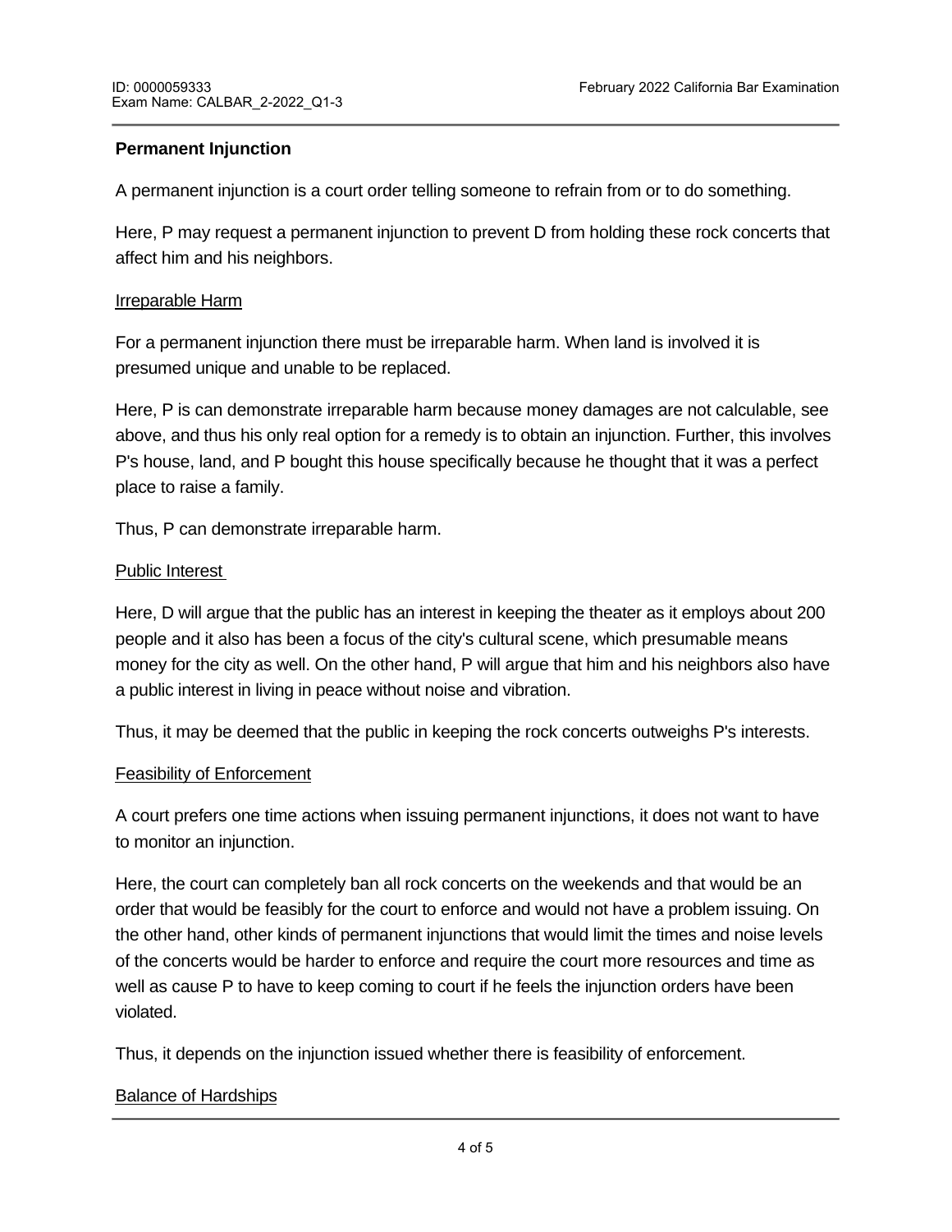**Permanent Injunction**

A permanent injunction is a court order telling someone to refrain from or to do something.

Here, P may request a permanent injunction to prevent D from holding these rock concerts that affect him and his neighbors.

Irreparable Harm

For a permanent injunction there must be irreparable harm. When land is involved it is presumed unique and unable to be replaced.

Here, P is can demonstrate irreparable harm because money damages are not calculable, see above, and thus his only real option for a remedy is to obtain an injunction. Further, this involves P's house, land, and P bought this house specifically because he thought that it was a perfect place to raise a family.

Thus, P can demonstrate irreparable harm.

Public Interest

Here, D will argue that the public has an interest in keeping the theater as it employs about 200 people and it also has been a focus of the city's cultural scene, which presumable means money for the city as well. On the other hand, P will argue that him and his neighbors also have a public interest in living in peace without noise and vibration.

Thus, it may be deemed that the public in keeping the rock concerts outweighs P's interests.

Feasibility of Enforcement

A court prefers one time actions when issuing permanent injunctions, it does not want to have to monitor an injunction.

Here, the court can completely ban all rock concerts on the weekends and that would be an order that would be feasibly for the court to enforce and would not have a problem issuing. On the other hand, other kinds of permanent injunctions that would limit the times and noise levels of the concerts would be harder to enforce and require the court more resources and time as well as cause P to have to keep coming to court if he feels the injunction orders have been violated.

Thus, it depends on the injunction issued whether there is feasibility of enforcement.

Balance of Hardships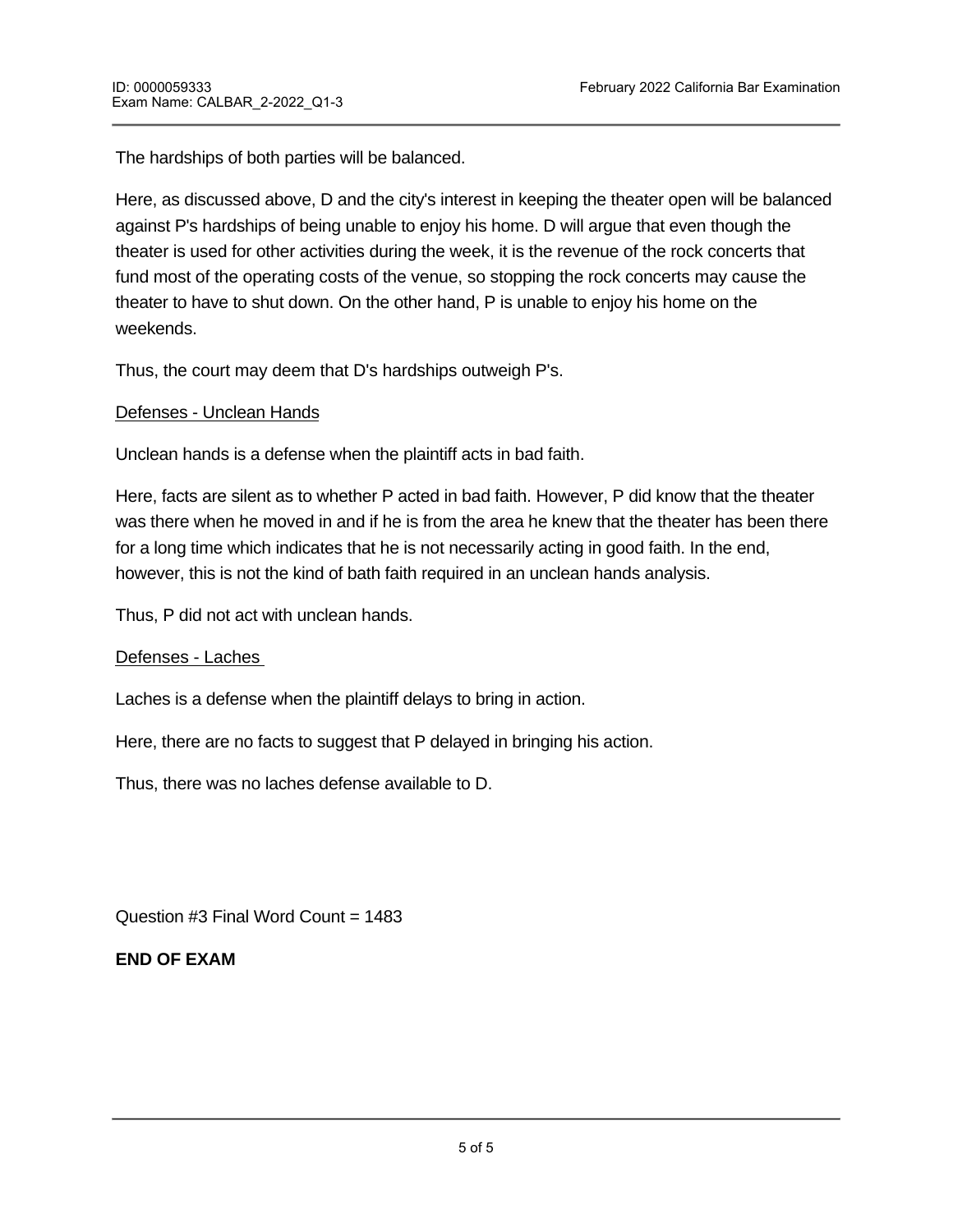The hardships of both parties will be balanced.

Here, as discussed above, D and the city's interest in keeping the theater open will be balanced against P's hardships of being unable to enjoy his home. D will argue that even though the theater is used for other activities during the week, it is the revenue of the rock concerts that fund most of the operating costs of the venue, so stopping the rock concerts may cause the theater to have to shut down. On the other hand, P is unable to enjoy his home on the weekends.

Thus, the court may deem that D's hardships outweigh P's.

Defenses - Unclean Hands

Unclean hands is a defense when the plaintiff acts in bad faith.

Here, facts are silent as to whether P acted in bad faith. However, P did know that the theater was there when he moved in and if he is from the area he knew that the theater has been there for a long time which indicates that he is not necessarily acting in good faith. In the end, however, this is not the kind of bath faith required in an unclean hands analysis.

Thus, P did not act with unclean hands.

Defenses - Laches

Laches is a defense when the plaintiff delays to bring in action.

Here, there are no facts to suggest that P delayed in bringing his action.

Thus, there was no laches defense available to D.

Question #3 Final Word Count = 1483

**END OF EXAM**